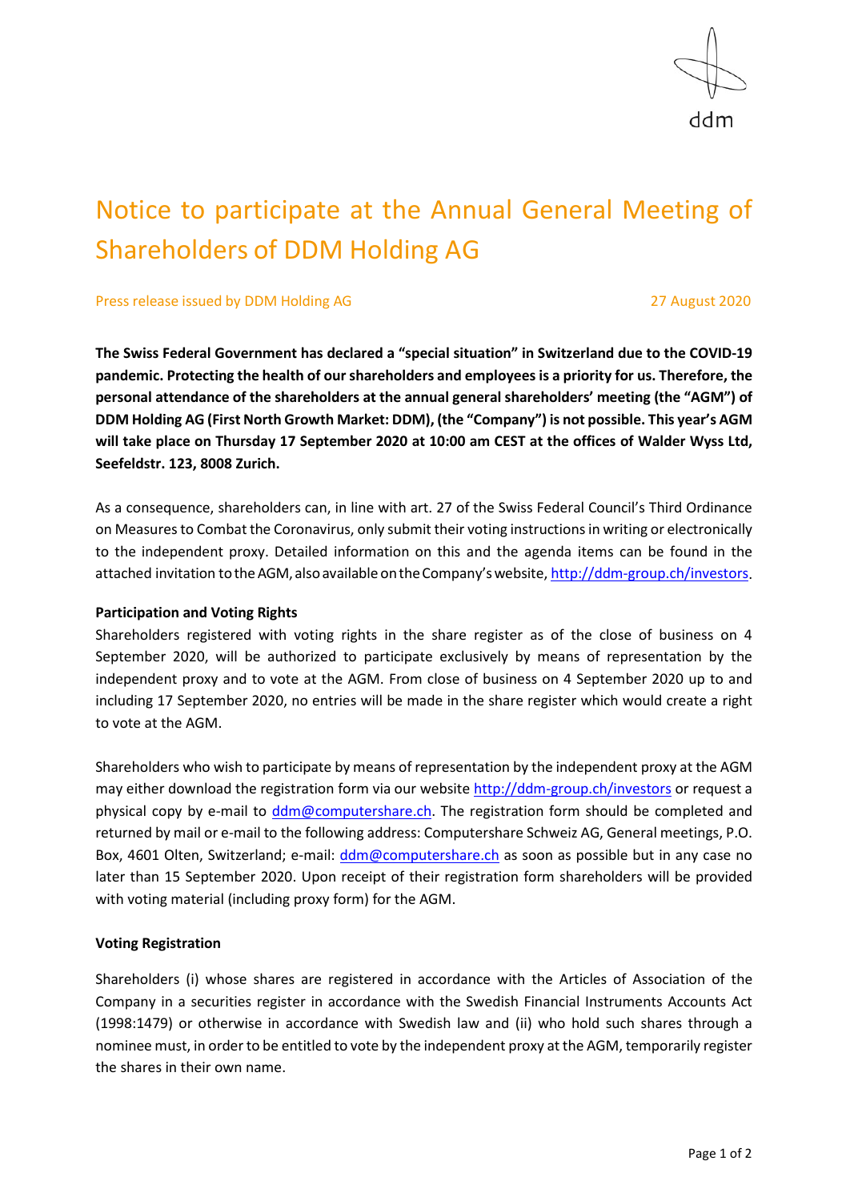# Notice to participate at the Annual General Meeting of Shareholders of DDM Holding AG

Press release issued by DDM Holding AG 27 August 2020

**The Swiss Federal Government has declared a "special situation" in Switzerland due to the COVID-19 pandemic. Protecting the health of our shareholders and employees is a priority for us. Therefore, the personal attendance of the shareholders at the annual general shareholders' meeting (the "AGM") of DDM Holding AG (First North Growth Market: DDM), (the "Company") is not possible. This year's AGM will take place on Thursday 17 September 2020 at 10:00 am CEST at the offices of Walder Wyss Ltd, Seefeldstr. 123, 8008 Zurich.**

As a consequence, shareholders can, in line with art. 27 of the Swiss Federal Council's Third Ordinance on Measures to Combat the Coronavirus, only submit their voting instructions in writing or electronically to the independent proxy. Detailed information on this and the agenda items can be found in the attached invitation to the AGM, also available on the Company's website, http://ddm-group.ch/investors.

**Participation and Voting Rights**

Shareholders registered with voting rights in the share register as of the close of business on 4 September 2020, will be authorized to participate exclusively by means of representation by the independent proxy and to vote at the AGM. From close of business on 4 September 2020 up to and including 17 September 2020, no entries will be made in the share register which would create a right to vote at the AGM.

Shareholders who wish to participate by means of representation by the independent proxy at the AGM may either download the registration form via our website http://ddm-group.ch/investors or request a physical copy by e-mail to ddm@computershare.ch. The registration form should be completed and returned by mail or e-mail to the following address: Computershare Schweiz AG, General meetings, P.O. Box, 4601 Olten, Switzerland; e-mail: ddm@computershare.ch as soon as possible but in any case no later than 15 September 2020. Upon receipt of their registration form shareholders will be provided with voting material (including proxy form) for the AGM.

**Voting Registration**

Shareholders (i) whose shares are registered in accordance with the Articles of Association of the Company in a securities register in accordance with the Swedish Financial Instruments Accounts Act (1998:1479) or otherwise in accordance with Swedish law and (ii) who hold such shares through a nominee must, in order to be entitled to vote by the independent proxy at the AGM, temporarily register the shares in their own name.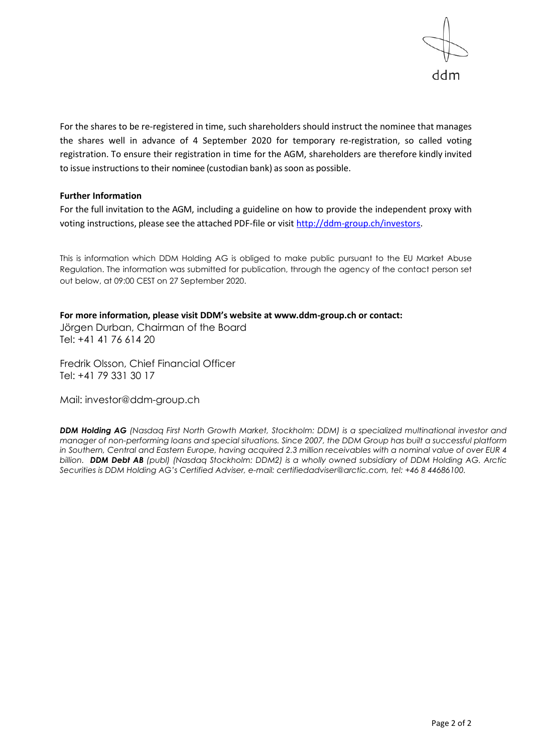For the shares to be re-registered in time, such shareholders should instruct the nominee that manages the shares well in advance of 4 September 2020 for temporary re-registration, so called voting registration. To ensure their registration in time for the AGM, shareholders are therefore kindly invited to issue instructions to their nominee (custodian bank) as soon as possible.

**Further Information**

For the full invitation to the AGM, including a guideline on how to provide the independent proxy with voting instructions, please see the attached PDF-file or visit http://ddm-group.ch/investors.

This is information which DDM Holding AG is obliged to make public pursuant to the EU Market Abuse Regulation. The information was submitted for publication, through the agency of the contact person set out below, at 09:00 CEST on 27 September 2020.

**For more information, please visit DDM's website at www.ddm-group.ch or contact:**

Jörgen Durban, Chairman of the Board
Tel: +41 41 76 614 20

Fredrik Olsson, Chief Financial Officer
Tel: +41 79 331 30 17

Mail: investor@ddm-group.ch

***DDM Holding AG*** *(Nasdaq First North Growth Market, Stockholm: DDM) is a specialized multinational investor and manager of non-performing loans and special situations. Since 2007, the DDM Group has built a successful platform in Southern, Central and Eastern Europe, having acquired 2.3 million receivables with a nominal value of over EUR 4 billion.* ***DDM Debt AB*** *(publ) (Nasdaq Stockholm: DDM2) is a wholly owned subsidiary of DDM Holding AG. Arctic Securities is DDM Holding AG's Certified Adviser, e-mail: certifiedadviser@arctic.com, tel: +46 8 44686100.*